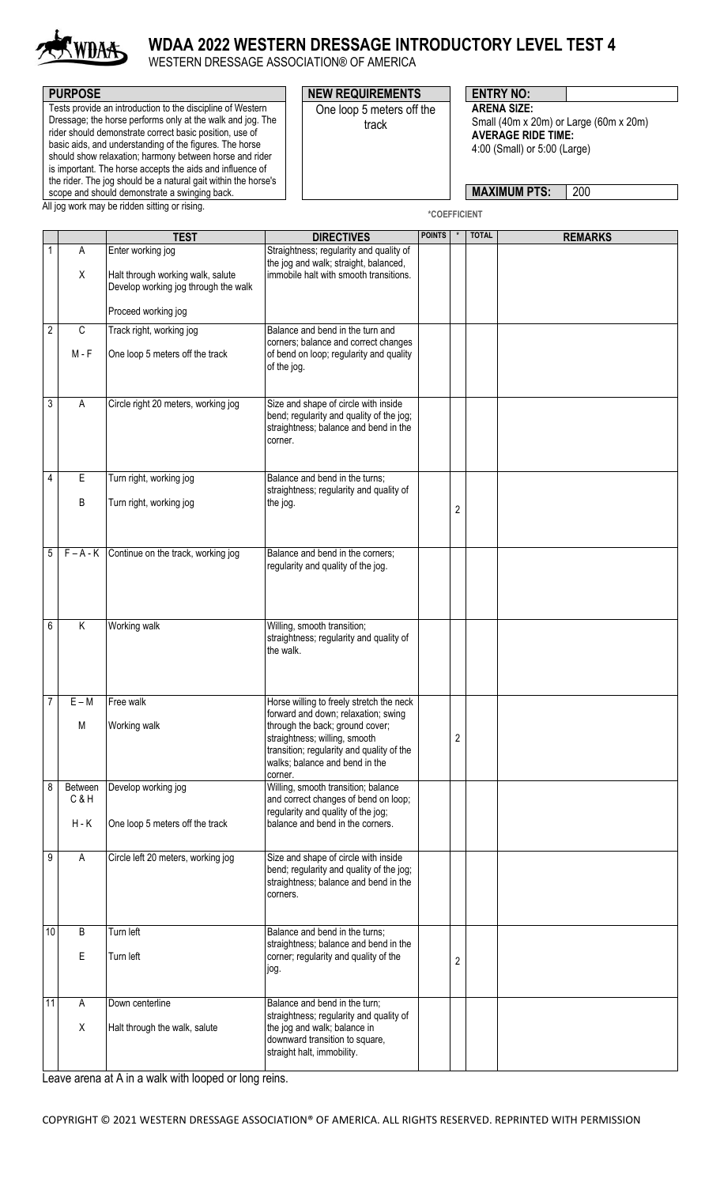# WDAA 2022 WESTERN DRESSAGE INTRODUCTORY LEVEL TEST 4

WESTERN DRESSAGE ASSOCIATION® OF AMERICA

**PURPOSE**

Tests provide an introduction to the discipline of Western Dressage; the horse performs only at the walk and jog. The rider should demonstrate correct basic position, use of basic aids, and understanding of the figures. The horse should show relaxation; harmony between horse and rider is important. The horse accepts the aids and influence of the rider. The jog should be a natural gait within the horse's scope and should demonstrate a swinging back.

All jog work may be ridden sitting or rising.

**NEW REQUIREMENTS**

One loop 5 meters off the track

**ENTRY NO:**

**ARENA SIZE:**
Small (40m x 20m) or Large (60m x 20m)

**AVERAGE RIDE TIME:**
4:00 (Small) or 5:00 (Large)

**MAXIMUM PTS:** 200

*COEFFICIENT

| | | TEST | DIRECTIVES | POINTS | * | TOTAL | REMARKS |
|---|---|---|---|---|---|---|---|
| 1 | A<br>X | Enter working jog<br>Halt through working walk, salute<br>Develop working jog through the walk<br>Proceed working jog | Straightness; regularity and quality of the jog and walk; straight, balanced, immobile halt with smooth transitions. | | | | |
| 2 | C<br>M - F | Track right, working jog<br>One loop 5 meters off the track | Balance and bend in the turn and corners; balance and correct changes of bend on loop; regularity and quality of the jog. | | | | |
| 3 | A | Circle right 20 meters, working jog | Size and shape of circle with inside bend; regularity and quality of the jog; straightness; balance and bend in the corner. | | | | |
| 4 | E<br>B | Turn right, working jog<br>Turn right, working jog | Balance and bend in the turns; straightness; regularity and quality of the jog. | | 2 | | |
| 5 | F – A - K | Continue on the track, working jog | Balance and bend in the corners; regularity and quality of the jog. | | | | |
| 6 | K | Working walk | Willing, smooth transition; straightness; regularity and quality of the walk. | | | | |
| 7 | E – M<br>M | Free walk<br>Working walk | Horse willing to freely stretch the neck forward and down; relaxation; swing through the back; ground cover; straightness; willing, smooth transition; regularity and quality of the walks; balance and bend in the corner. | | 2 | | |
| 8 | Between C & H<br>H - K | Develop working jog<br>One loop 5 meters off the track | Willing, smooth transition; balance and correct changes of bend on loop; regularity and quality of the jog; balance and bend in the corners. | | | | |
| 9 | A | Circle left 20 meters, working jog | Size and shape of circle with inside bend; regularity and quality of the jog; straightness; balance and bend in the corners. | | | | |
| 10 | B<br>E | Turn left<br>Turn left | Balance and bend in the turns; straightness; balance and bend in the corner; regularity and quality of the jog. | | 2 | | |
| 11 | A<br>X | Down centerline<br>Halt through the walk, salute | Balance and bend in the turn; straightness; regularity and quality of the jog and walk; balance in downward transition to square, straight halt, immobility. | | | | |

Leave arena at A in a walk with looped or long reins.

COPYRIGHT © 2021 WESTERN DRESSAGE ASSOCIATION® OF AMERICA. ALL RIGHTS RESERVED. REPRINTED WITH PERMISSION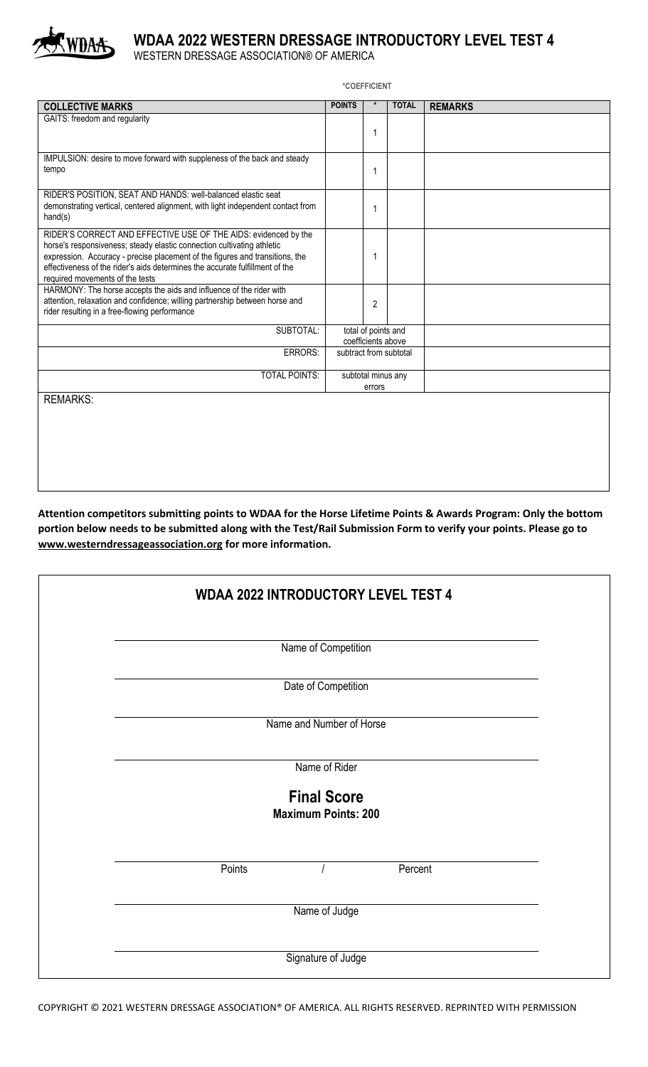# WDAA 2022 WESTERN DRESSAGE INTRODUCTORY LEVEL TEST 4

WESTERN DRESSAGE ASSOCIATION® OF AMERICA

*COEFFICIENT

| COLLECTIVE MARKS | POINTS | * | TOTAL | REMARKS |
|---|---|---|---|---|
| GAITS: freedom and regularity | | 1 | | |
| IMPULSION: desire to move forward with suppleness of the back and steady tempo | | 1 | | |
| RIDER'S POSITION, SEAT AND HANDS: well-balanced elastic seat demonstrating vertical, centered alignment, with light independent contact from hand(s) | | 1 | | |
| RIDER'S CORRECT AND EFFECTIVE USE OF THE AIDS: evidenced by the horse's responsiveness; steady elastic connection cultivating athletic expression. Accuracy - precise placement of the figures and transitions, the effectiveness of the rider's aids determines the accurate fulfillment of the required movements of the tests | | 1 | | |
| HARMONY: The horse accepts the aids and influence of the rider with attention, relaxation and confidence; willing partnership between horse and rider resulting in a free-flowing performance | | 2 | | |
| SUBTOTAL: | total of points and coefficients above | | | |
| ERRORS: | subtract from subtotal | | | |
| TOTAL POINTS: | subtotal minus any errors | | | |

REMARKS:

**Attention competitors submitting points to WDAA for the Horse Lifetime Points & Awards Program: Only the bottom portion below needs to be submitted along with the Test/Rail Submission Form to verify your points. Please go to www.westerndressageassociation.org for more information.**

## WDAA 2022 INTRODUCTORY LEVEL TEST 4

Name of Competition

Date of Competition

Name and Number of Horse

Name of Rider

**Final Score**

**Maximum Points: 200**

Points / Percent

Name of Judge

Signature of Judge

COPYRIGHT © 2021 WESTERN DRESSAGE ASSOCIATION® OF AMERICA. ALL RIGHTS RESERVED. REPRINTED WITH PERMISSION